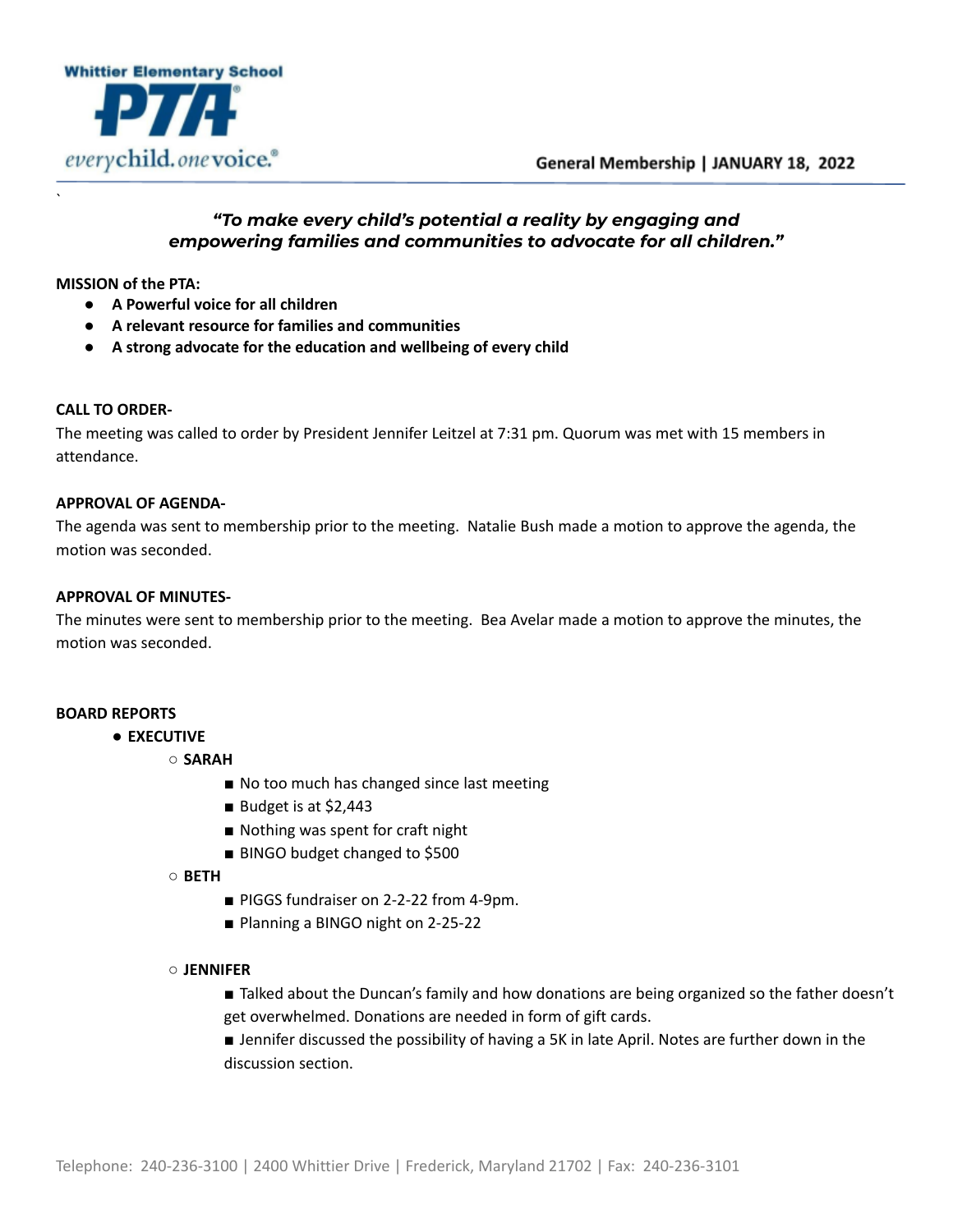Whittier Elementary School PTA — everychild. onevoice.

General Membership | JANUARY 18, 2022

***"To make every child's potential a reality by engaging and empowering families and communities to advocate for all children."***

**MISSION of the PTA:**

- **A Powerful voice for all children**
- **A relevant resource for families and communities**
- **A strong advocate for the education and wellbeing of every child**

**CALL TO ORDER-**

The meeting was called to order by President Jennifer Leitzel at 7:31 pm. Quorum was met with 15 members in attendance.

**APPROVAL OF AGENDA-**

The agenda was sent to membership prior to the meeting. Natalie Bush made a motion to approve the agenda, the motion was seconded.

**APPROVAL OF MINUTES-**

The minutes were sent to membership prior to the meeting. Bea Avelar made a motion to approve the minutes, the motion was seconded.

**BOARD REPORTS**

- **EXECUTIVE**
  - **SARAH**
    - No too much has changed since last meeting
    - Budget is at $2,443
    - Nothing was spent for craft night
    - BINGO budget changed to $500
  - **BETH**
    - PIGGS fundraiser on 2-2-22 from 4-9pm.
    - Planning a BINGO night on 2-25-22
  - **JENNIFER**
    - Talked about the Duncan's family and how donations are being organized so the father doesn't get overwhelmed. Donations are needed in form of gift cards.
    - Jennifer discussed the possibility of having a 5K in late April. Notes are further down in the discussion section.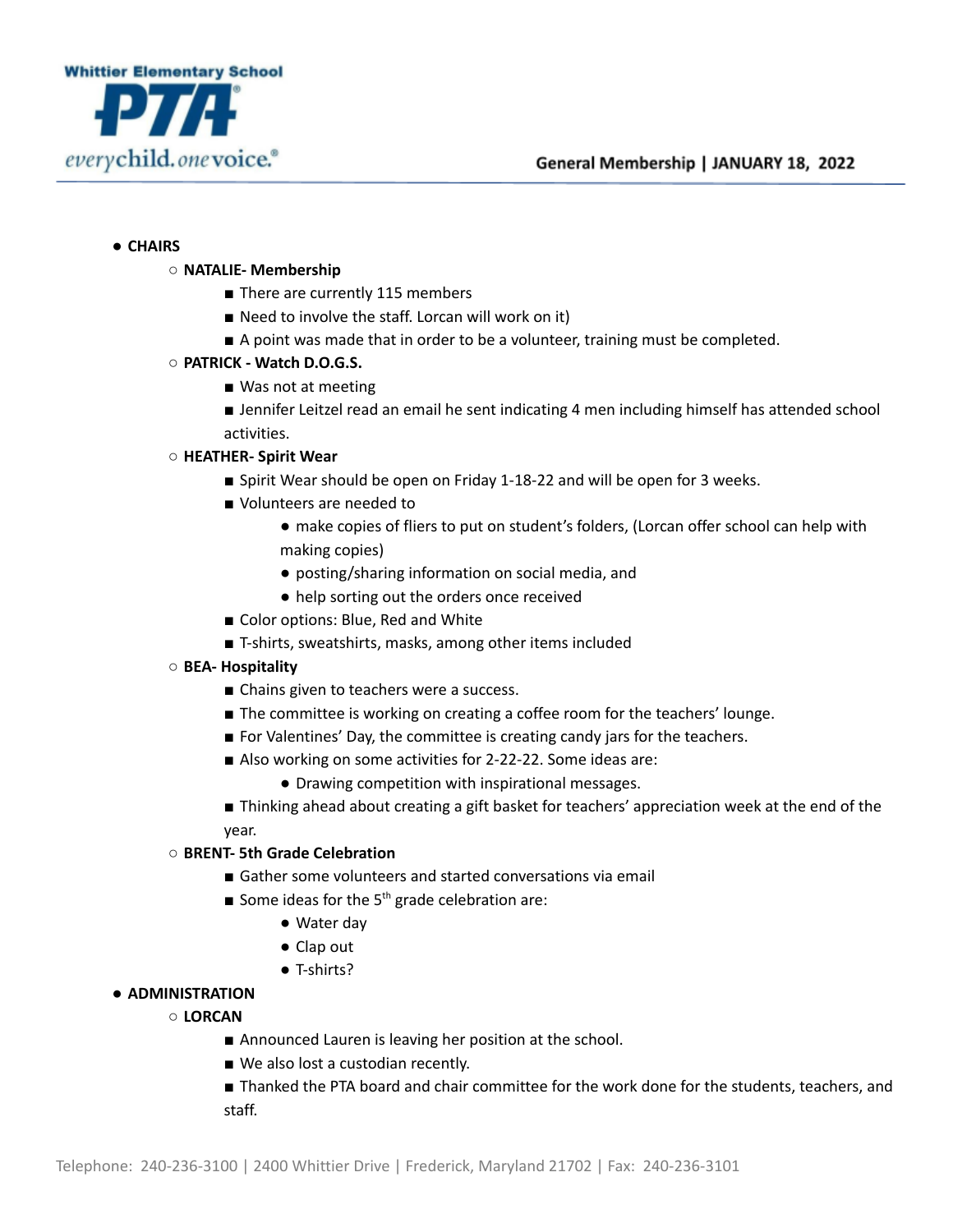- **CHAIRS**
  - **NATALIE- Membership**
    - There are currently 115 members
    - Need to involve the staff. Lorcan will work on it)
    - A point was made that in order to be a volunteer, training must be completed.
  - **PATRICK - Watch D.O.G.S.**
    - Was not at meeting
    - Jennifer Leitzel read an email he sent indicating 4 men including himself has attended school activities.
  - **HEATHER- Spirit Wear**
    - Spirit Wear should be open on Friday 1-18-22 and will be open for 3 weeks.
    - Volunteers are needed to
      - make copies of fliers to put on student's folders, (Lorcan offer school can help with making copies)
      - posting/sharing information on social media, and
      - help sorting out the orders once received
    - Color options: Blue, Red and White
    - T-shirts, sweatshirts, masks, among other items included
  - **BEA- Hospitality**
    - Chains given to teachers were a success.
    - The committee is working on creating a coffee room for the teachers' lounge.
    - For Valentines' Day, the committee is creating candy jars for the teachers.
    - Also working on some activities for 2-22-22. Some ideas are:
      - Drawing competition with inspirational messages.
    - Thinking ahead about creating a gift basket for teachers' appreciation week at the end of the year.
  - **BRENT- 5th Grade Celebration**
    - Gather some volunteers and started conversations via email
    - Some ideas for the 5th grade celebration are:
      - Water day
      - Clap out
      - T-shirts?
- **ADMINISTRATION**
  - **LORCAN**
    - Announced Lauren is leaving her position at the school.
    - We also lost a custodian recently.
    - Thanked the PTA board and chair committee for the work done for the students, teachers, and staff.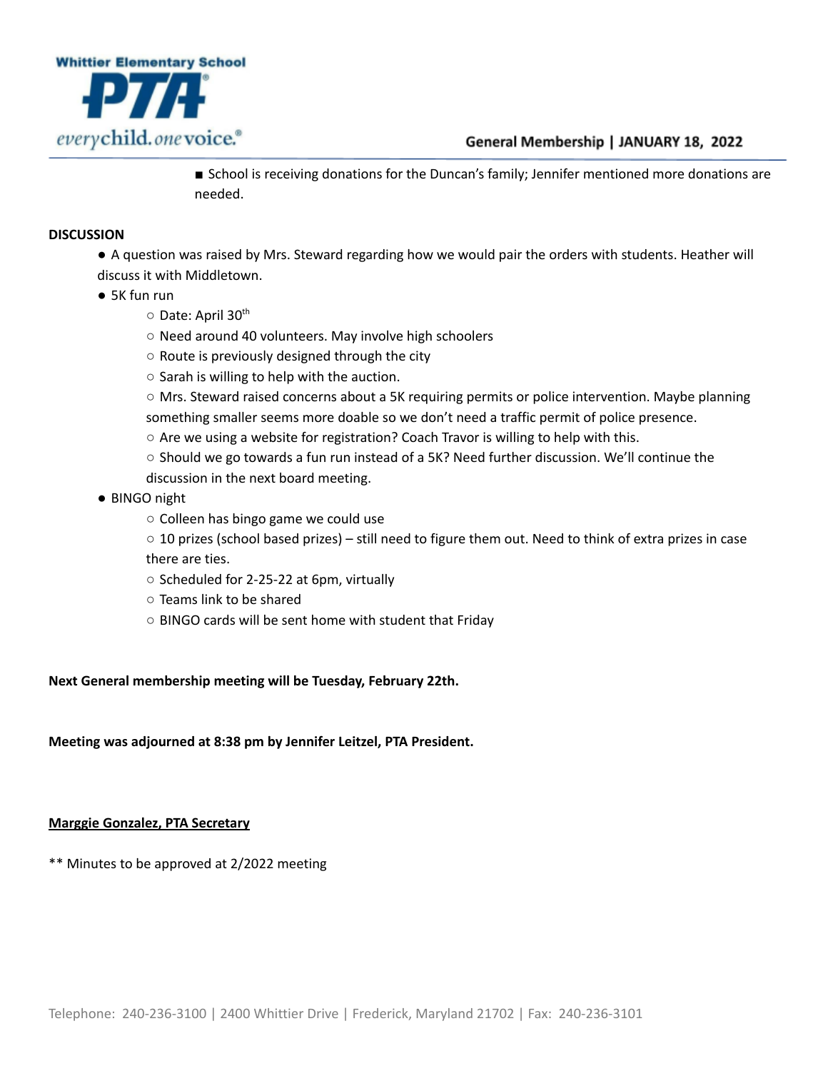- School is receiving donations for the Duncan's family; Jennifer mentioned more donations are needed.

**DISCUSSION**

- A question was raised by Mrs. Steward regarding how we would pair the orders with students. Heather will discuss it with Middletown.
- 5K fun run
  - Date: April 30th
  - Need around 40 volunteers. May involve high schoolers
  - Route is previously designed through the city
  - Sarah is willing to help with the auction.
  - Mrs. Steward raised concerns about a 5K requiring permits or police intervention. Maybe planning something smaller seems more doable so we don't need a traffic permit of police presence.
  - Are we using a website for registration? Coach Travor is willing to help with this.
  - Should we go towards a fun run instead of a 5K? Need further discussion. We'll continue the discussion in the next board meeting.
- BINGO night
  - Colleen has bingo game we could use
  - 10 prizes (school based prizes) – still need to figure them out. Need to think of extra prizes in case there are ties.
  - Scheduled for 2-25-22 at 6pm, virtually
  - Teams link to be shared
  - BINGO cards will be sent home with student that Friday

**Next General membership meeting will be Tuesday, February 22th.**

**Meeting was adjourned at 8:38 pm by Jennifer Leitzel, PTA President.**

**Marggie Gonzalez, PTA Secretary**

** Minutes to be approved at 2/2022 meeting